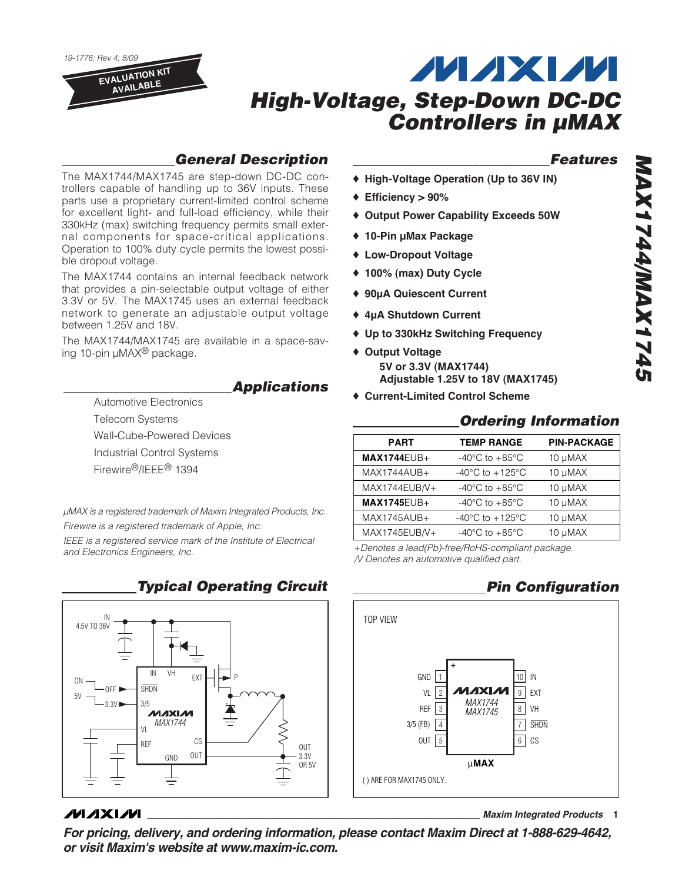19-1776; Rev 4; 8/09

EVALUATION KIT AVAILABLE

# High-Voltage, Step-Down DC-DC Controllers in µMAX

## General Description

The MAX1744/MAX1745 are step-down DC-DC controllers capable of handling up to 36V inputs. These parts use a proprietary current-limited control scheme for excellent light- and full-load efficiency, while their 330kHz (max) switching frequency permits small external components for space-critical applications. Operation to 100% duty cycle permits the lowest possible dropout voltage.

The MAX1744 contains an internal feedback network that provides a pin-selectable output voltage of either 3.3V or 5V. The MAX1745 uses an external feedback network to generate an adjustable output voltage between 1.25V and 18V.

The MAX1744/MAX1745 are available in a space-saving 10-pin µMAX® package.

## Applications

- Automotive Electronics
- Telecom Systems
- Wall-Cube-Powered Devices
- Industrial Control Systems
- Firewire®/IEEE® 1394

*µMAX is a registered trademark of Maxim Integrated Products, Inc.*

*Firewire is a registered trademark of Apple, Inc.*

*IEEE is a registered service mark of the Institute of Electrical and Electronics Engineers, Inc.*

## Features

- ♦ **High-Voltage Operation (Up to 36V IN)**
- ♦ **Efficiency > 90%**
- ♦ **Output Power Capability Exceeds 50W**
- ♦ **10-Pin µMax Package**
- ♦ **Low-Dropout Voltage**
- ♦ **100% (max) Duty Cycle**
- ♦ **90µA Quiescent Current**
- ♦ **4µA Shutdown Current**
- ♦ **Up to 330kHz Switching Frequency**
- ♦ **Output Voltage**
  - **5V or 3.3V (MAX1744)**
  - **Adjustable 1.25V to 18V (MAX1745)**
- ♦ **Current-Limited Control Scheme**

## Ordering Information

| PART | TEMP RANGE | PIN-PACKAGE |
|---|---|---|
| **MAX1744**EUB+ | -40°C to +85°C | 10 µMAX |
| MAX1744AUB+ | -40°C to +125°C | 10 µMAX |
| MAX1744EUB/V+ | -40°C to +85°C | 10 µMAX |
| **MAX1745**EUB+ | -40°C to +85°C | 10 µMAX |
| MAX1745AUB+ | -40°C to +125°C | 10 µMAX |
| MAX1745EUB/V+ | -40°C to +85°C | 10 µMAX |

*+Denotes a lead(Pb)-free/RoHS-compliant package.*
*/V Denotes an automotive qualified part.*

## Typical Operating Circuit

IN 4.5V TO 36V; ON/OFF → SHDN; 5V/3.3V → 3/5; MAX1744 pins: IN, VH, EXT, SHDN, 3/5, VL, REF, CS, OUT, GND; P-channel MOSFET; OUT 3.3V OR 5V

## Pin Configuration

TOP VIEW

| Pin | Name | Pin | Name |
|---|---|---|---|
| 1 | GND | 10 | IN |
| 2 | VL | 9 | EXT |
| 3 | REF | 8 | VH |
| 4 | 3/5 (FB) | 7 | SHDN |
| 5 | OUT | 6 | CS |

MAX1744/MAX1745 µMAX

( ) ARE FOR MAX1745 ONLY.

Maxim Integrated Products

**For pricing, delivery, and ordering information, please contact Maxim Direct at 1-888-629-4642, or visit Maxim's website at www.maxim-ic.com.**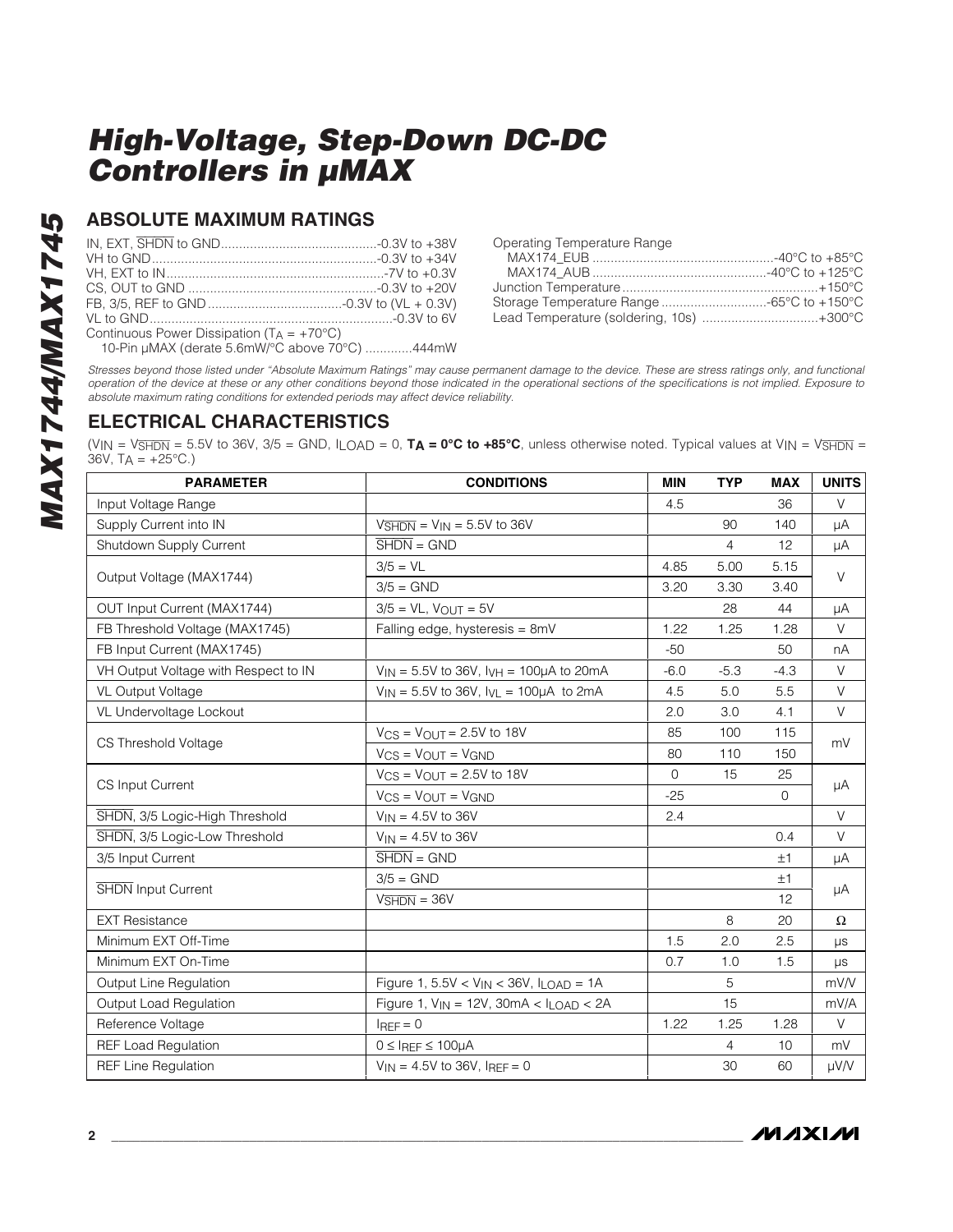# High-Voltage, Step-Down DC-DC Controllers in μMAX

## ABSOLUTE MAXIMUM RATINGS

IN, EXT, $\overline{SHDN}$ to GND ........................................... -0.3V to +38V
VH to GND ........................................................... -0.3V to +34V
VH, EXT to IN ........................................................... -7V to +0.3V
CS, OUT to GND ........................................................... -0.3V to +20V
FB, 3/5, REF to GND ........................................... -0.3V to (VL + 0.3V)
VL to GND ........................................................... -0.3V to 6V
Continuous Power Dissipation ($T_A$ = +70°C)
  10-Pin μMAX (derate 5.6mW/°C above 70°C) .............444mW

Operating Temperature Range
  MAX174_EUB ........................................... -40°C to +85°C
  MAX174_AUB ........................................... -40°C to +125°C
Junction Temperature ........................................... +150°C
Storage Temperature Range ........................................... -65°C to +150°C
Lead Temperature (soldering, 10s) ........................................... +300°C

*Stresses beyond those listed under "Absolute Maximum Ratings" may cause permanent damage to the device. These are stress ratings only, and functional operation of the device at these or any other conditions beyond those indicated in the operational sections of the specifications is not implied. Exposure to absolute maximum rating conditions for extended periods may affect device reliability.*

## ELECTRICAL CHARACTERISTICS

($V_{IN}$ = $V_{\overline{SHDN}}$ = 5.5V to 36V, 3/5 = GND, $I_{LOAD}$ = 0, **$T_A$ = 0°C to +85°C**, unless otherwise noted. Typical values at $V_{IN}$ = $V_{\overline{SHDN}}$ = 36V, $T_A$ = +25°C.)

| PARAMETER | CONDITIONS | MIN | TYP | MAX | UNITS |
|---|---|---|---|---|---|
| Input Voltage Range | | 4.5 | | 36 | V |
| Supply Current into IN | $V_{\overline{SHDN}}$ = $V_{IN}$ = 5.5V to 36V | | 90 | 140 | μA |
| Shutdown Supply Current | $\overline{SHDN}$ = GND | | 4 | 12 | μA |
| Output Voltage (MAX1744) | 3/5 = VL | 4.85 | 5.00 | 5.15 | V |
| | 3/5 = GND | 3.20 | 3.30 | 3.40 | |
| OUT Input Current (MAX1744) | 3/5 = VL, $V_{OUT}$ = 5V | | 28 | 44 | μA |
| FB Threshold Voltage (MAX1745) | Falling edge, hysteresis = 8mV | 1.22 | 1.25 | 1.28 | V |
| FB Input Current (MAX1745) | | -50 | | 50 | nA |
| VH Output Voltage with Respect to IN | $V_{IN}$ = 5.5V to 36V, $I_{VH}$ = 100μA to 20mA | -6.0 | -5.3 | -4.3 | V |
| VL Output Voltage | $V_{IN}$ = 5.5V to 36V, $I_{VL}$ = 100μA to 2mA | 4.5 | 5.0 | 5.5 | V |
| VL Undervoltage Lockout | | 2.0 | 3.0 | 4.1 | V |
| CS Threshold Voltage | $V_{CS}$ = $V_{OUT}$ = 2.5V to 18V | 85 | 100 | 115 | mV |
| | $V_{CS}$ = $V_{OUT}$ = $V_{GND}$ | 80 | 110 | 150 | |
| CS Input Current | $V_{CS}$ = $V_{OUT}$ = 2.5V to 18V | 0 | 15 | 25 | μA |
| | $V_{CS}$ = $V_{OUT}$ = $V_{GND}$ | -25 | | 0 | |
| $\overline{SHDN}$, 3/5 Logic-High Threshold | $V_{IN}$ = 4.5V to 36V | 2.4 | | | V |
| $\overline{SHDN}$, 3/5 Logic-Low Threshold | $V_{IN}$ = 4.5V to 36V | | | 0.4 | V |
| 3/5 Input Current | $\overline{SHDN}$ = GND | | | ±1 | μA |
| $\overline{SHDN}$ Input Current | 3/5 = GND | | | ±1 | μA |
| | $V_{\overline{SHDN}}$ = 36V | | | 12 | |
| EXT Resistance | | | 8 | 20 | Ω |
| Minimum EXT Off-Time | | 1.5 | 2.0 | 2.5 | μs |
| Minimum EXT On-Time | | 0.7 | 1.0 | 1.5 | μs |
| Output Line Regulation | Figure 1, 5.5V < $V_{IN}$ < 36V, $I_{LOAD}$ = 1A | | 5 | | mV/V |
| Output Load Regulation | Figure 1, $V_{IN}$ = 12V, 30mA < $I_{LOAD}$ < 2A | | 15 | | mV/A |
| Reference Voltage | $I_{REF}$ = 0 | 1.22 | 1.25 | 1.28 | V |
| REF Load Regulation | 0 ≤ $I_{REF}$ ≤ 100μA | | 4 | 10 | mV |
| REF Line Regulation | $V_{IN}$ = 4.5V to 36V, $I_{REF}$ = 0 | | 30 | 60 | μV/V |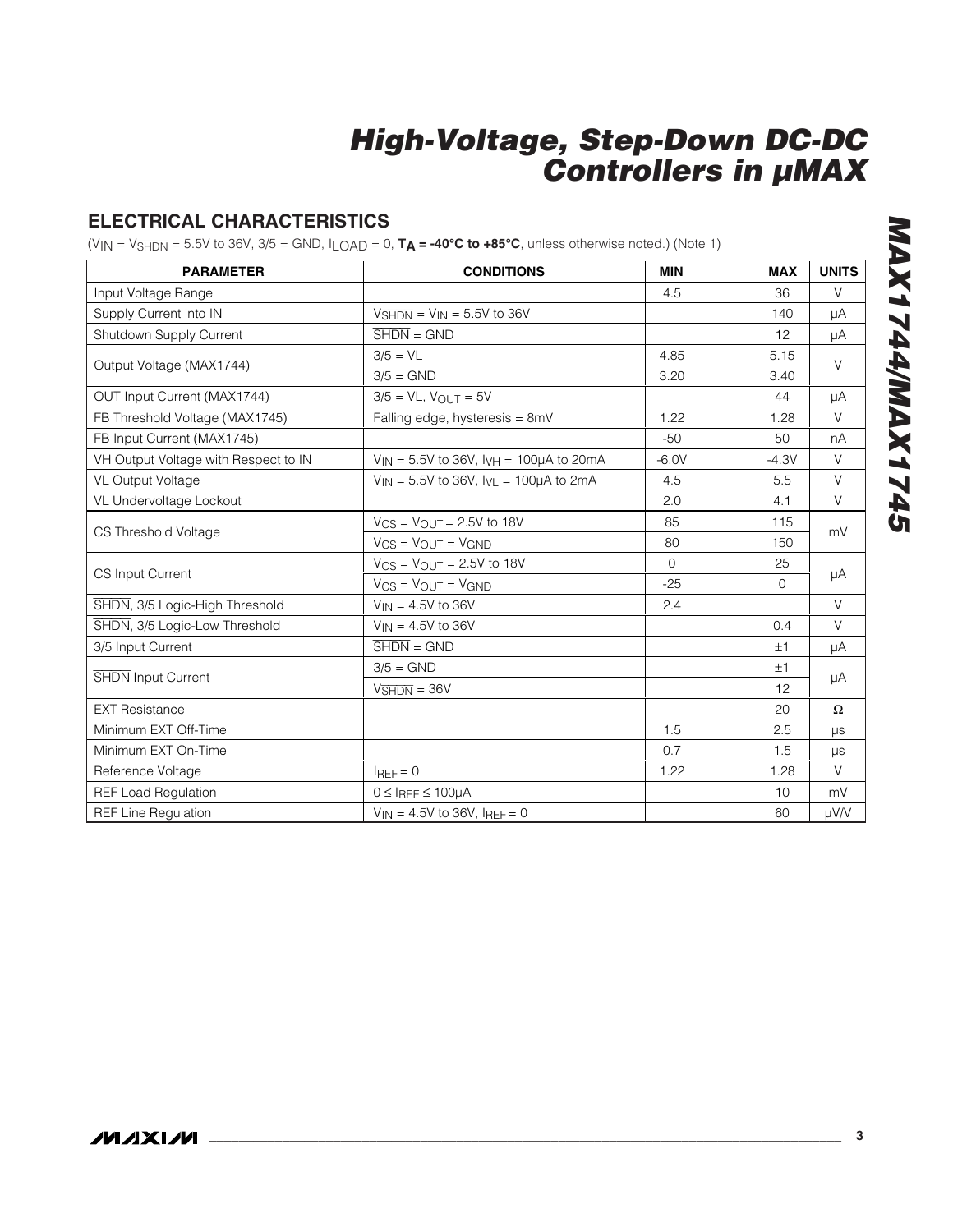## ELECTRICAL CHARACTERISTICS

($V_{IN}$ = $V_{\overline{SHDN}}$ = 5.5V to 36V, 3/5 = GND, $I_{LOAD}$ = 0, **$T_A$ = -40°C to +85°C**, unless otherwise noted.) (Note 1)

| PARAMETER | CONDITIONS | MIN | MAX | UNITS |
|---|---|---|---|---|
| Input Voltage Range | | 4.5 | 36 | V |
| Supply Current into IN | $V_{\overline{SHDN}}$ = $V_{IN}$ = 5.5V to 36V | | 140 | µA |
| Shutdown Supply Current | $\overline{SHDN}$ = GND | | 12 | µA |
| Output Voltage (MAX1744) | 3/5 = VL | 4.85 | 5.15 | V |
| | 3/5 = GND | 3.20 | 3.40 | |
| OUT Input Current (MAX1744) | 3/5 = VL, $V_{OUT}$ = 5V | | 44 | µA |
| FB Threshold Voltage (MAX1745) | Falling edge, hysteresis = 8mV | 1.22 | 1.28 | V |
| FB Input Current (MAX1745) | | -50 | 50 | nA |
| VH Output Voltage with Respect to IN | $V_{IN}$ = 5.5V to 36V, $I_{VH}$ = 100µA to 20mA | -6.0V | -4.3V | V |
| VL Output Voltage | $V_{IN}$ = 5.5V to 36V, $I_{VL}$ = 100µA to 2mA | 4.5 | 5.5 | V |
| VL Undervoltage Lockout | | 2.0 | 4.1 | V |
| CS Threshold Voltage | $V_{CS}$ = $V_{OUT}$ = 2.5V to 18V | 85 | 115 | mV |
| | $V_{CS}$ = $V_{OUT}$ = $V_{GND}$ | 80 | 150 | |
| CS Input Current | $V_{CS}$ = $V_{OUT}$ = 2.5V to 18V | 0 | 25 | µA |
| | $V_{CS}$ = $V_{OUT}$ = $V_{GND}$ | -25 | 0 | |
| $\overline{SHDN}$, 3/5 Logic-High Threshold | $V_{IN}$ = 4.5V to 36V | 2.4 | | V |
| $\overline{SHDN}$, 3/5 Logic-Low Threshold | $V_{IN}$ = 4.5V to 36V | | 0.4 | V |
| 3/5 Input Current | $\overline{SHDN}$ = GND | | ±1 | µA |
| $\overline{SHDN}$ Input Current | 3/5 = GND | | ±1 | µA |
| | $V_{\overline{SHDN}}$ = 36V | | 12 | |
| EXT Resistance | | | 20 | Ω |
| Minimum EXT Off-Time | | 1.5 | 2.5 | µs |
| Minimum EXT On-Time | | 0.7 | 1.5 | µs |
| Reference Voltage | $I_{REF}$ = 0 | 1.22 | 1.28 | V |
| REF Load Regulation | 0 ≤ $I_{REF}$ ≤ 100µA | | 10 | mV |
| REF Line Regulation | $V_{IN}$ = 4.5V to 36V, $I_{REF}$ = 0 | | 60 | µV/V |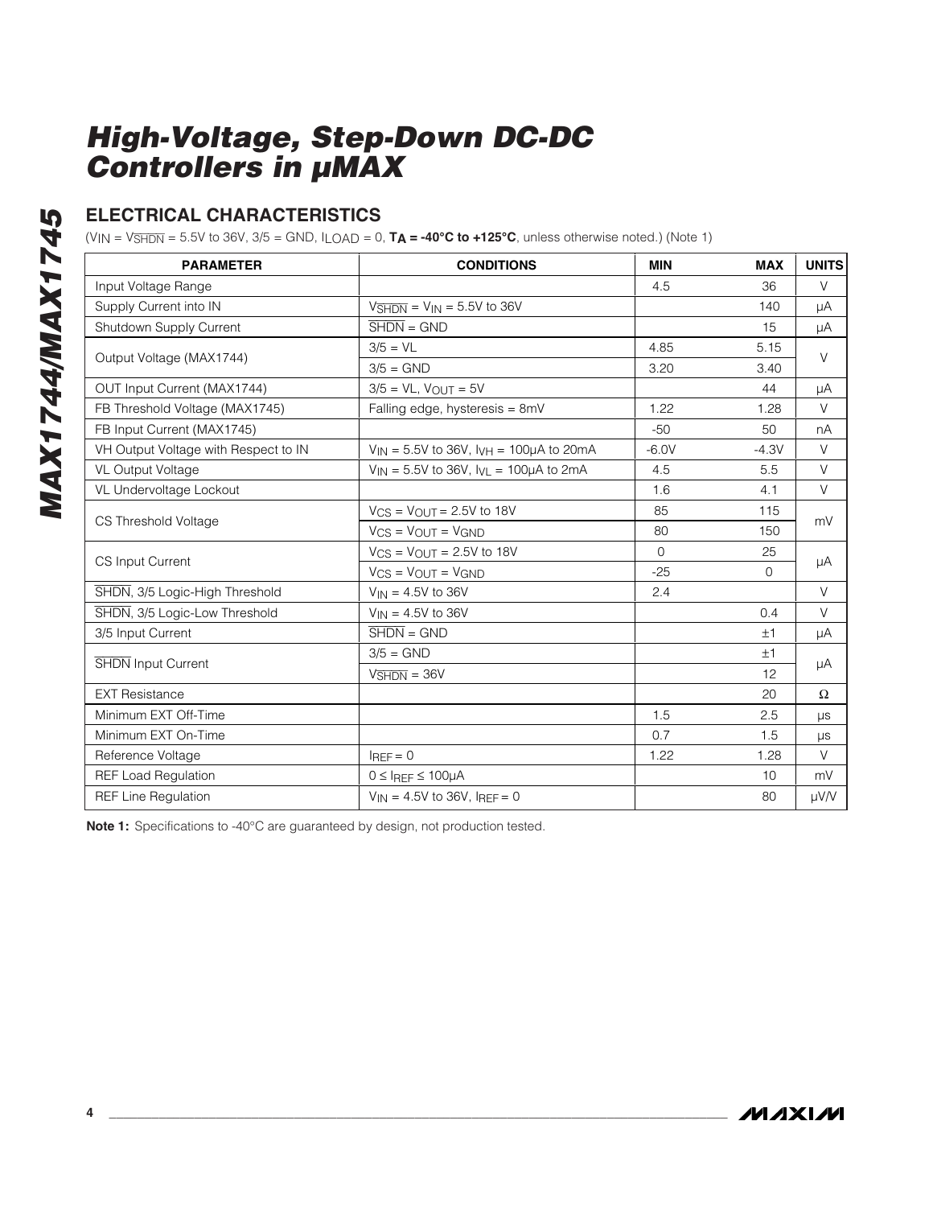## ELECTRICAL CHARACTERISTICS

($V_{IN}$ = $V_{\overline{SHDN}}$ = 5.5V to 36V, 3/5 = GND, $I_{LOAD}$ = 0, **$T_A$ = -40°C to +125°C**, unless otherwise noted.) (Note 1)

| PARAMETER | CONDITIONS | MIN | MAX | UNITS |
|---|---|---|---|---|
| Input Voltage Range | | 4.5 | 36 | V |
| Supply Current into IN | $V_{\overline{SHDN}}$ = $V_{IN}$ = 5.5V to 36V | | 140 | µA |
| Shutdown Supply Current | $\overline{SHDN}$ = GND | | 15 | µA |
| Output Voltage (MAX1744) | 3/5 = VL | 4.85 | 5.15 | V |
| | 3/5 = GND | 3.20 | 3.40 | |
| OUT Input Current (MAX1744) | 3/5 = VL, $V_{OUT}$ = 5V | | 44 | µA |
| FB Threshold Voltage (MAX1745) | Falling edge, hysteresis = 8mV | 1.22 | 1.28 | V |
| FB Input Current (MAX1745) | | -50 | 50 | nA |
| VH Output Voltage with Respect to IN | $V_{IN}$ = 5.5V to 36V, $I_{VH}$ = 100µA to 20mA | -6.0V | -4.3V | V |
| VL Output Voltage | $V_{IN}$ = 5.5V to 36V, $I_{VL}$ = 100µA to 2mA | 4.5 | 5.5 | V |
| VL Undervoltage Lockout | | 1.6 | 4.1 | V |
| CS Threshold Voltage | $V_{CS}$ = $V_{OUT}$ = 2.5V to 18V | 85 | 115 | mV |
| | $V_{CS}$ = $V_{OUT}$ = $V_{GND}$ | 80 | 150 | |
| CS Input Current | $V_{CS}$ = $V_{OUT}$ = 2.5V to 18V | 0 | 25 | µA |
| | $V_{CS}$ = $V_{OUT}$ = $V_{GND}$ | -25 | 0 | |
| $\overline{SHDN}$, 3/5 Logic-High Threshold | $V_{IN}$ = 4.5V to 36V | 2.4 | | V |
| $\overline{SHDN}$, 3/5 Logic-Low Threshold | $V_{IN}$ = 4.5V to 36V | | 0.4 | V |
| 3/5 Input Current | $\overline{SHDN}$ = GND | | ±1 | µA |
| $\overline{SHDN}$ Input Current | 3/5 = GND | | ±1 | µA |
| | $V_{\overline{SHDN}}$ = 36V | | 12 | |
| EXT Resistance | | | 20 | Ω |
| Minimum EXT Off-Time | | 1.5 | 2.5 | µs |
| Minimum EXT On-Time | | 0.7 | 1.5 | µs |
| Reference Voltage | $I_{REF}$ = 0 | 1.22 | 1.28 | V |
| REF Load Regulation | 0 ≤ $I_{REF}$ ≤ 100µA | | 10 | mV |
| REF Line Regulation | $V_{IN}$ = 4.5V to 36V, $I_{REF}$ = 0 | | 80 | µV/V |

**Note 1:** Specifications to -40°C are guaranteed by design, not production tested.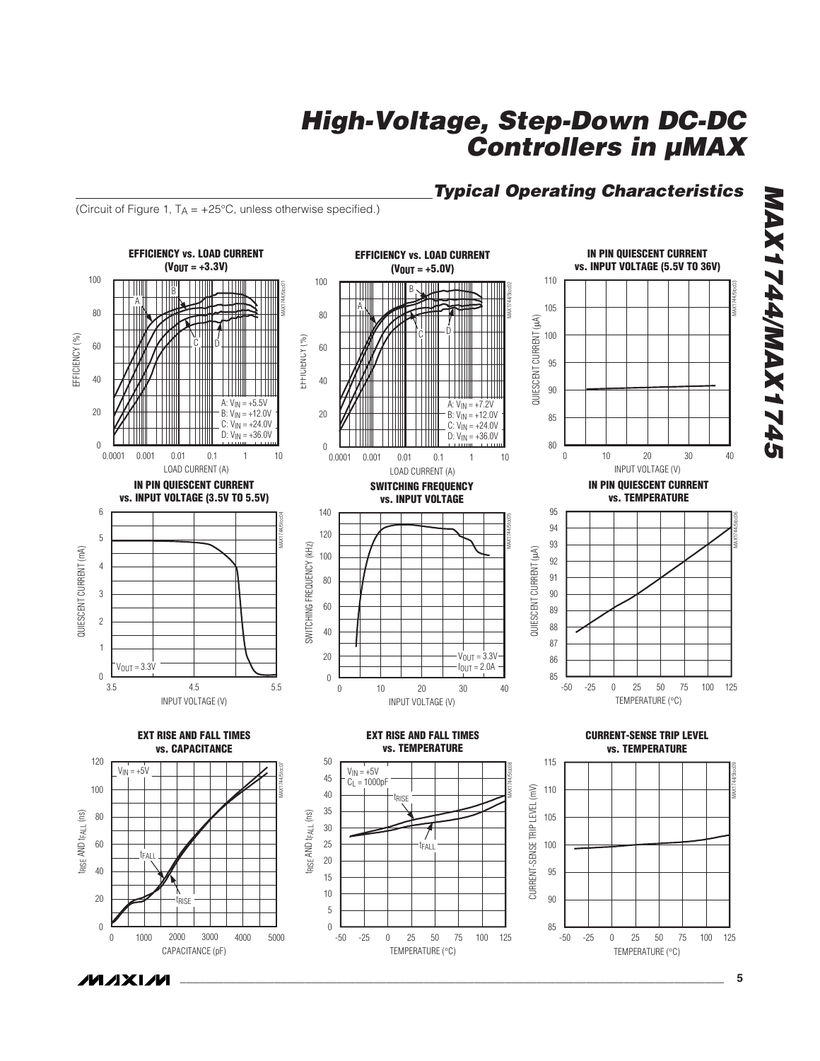## Typical Operating Characteristics

(Circuit of Figure 1, $T_A$ = +25°C, unless otherwise specified.)

**EFFICIENCY vs. LOAD CURRENT ($V_{OUT}$ = +3.3V)**

A: $V_{IN}$ = +5.5V
B: $V_{IN}$ = +12.0V
C: $V_{IN}$ = +24.0V
D: $V_{IN}$ = +36.0V

**EFFICIENCY vs. LOAD CURRENT ($V_{OUT}$ = +5.0V)**

A: $V_{IN}$ = +7.2V
B: $V_{IN}$ = +12.0V
C: $V_{IN}$ = +24.0V
D: $V_{IN}$ = +36.0V

**IN PIN QUIESCENT CURRENT vs. INPUT VOLTAGE (5.5V TO 36V)**

**IN PIN QUIESCENT CURRENT vs. INPUT VOLTAGE (3.5V TO 5.5V)**

$V_{OUT}$ = 3.3V

**SWITCHING FREQUENCY vs. INPUT VOLTAGE**

$V_{OUT}$ = 3.3V
$I_{OUT}$ = 2.0A

**IN PIN QUIESCENT CURRENT vs. TEMPERATURE**

**EXT RISE AND FALL TIMES vs. CAPACITANCE**

$V_{IN}$ = +5V

**EXT RISE AND FALL TIMES vs. TEMPERATURE**

$V_{IN}$ = +5V
$C_L$ = 1000pF

**CURRENT-SENSE TRIP LEVEL vs. TEMPERATURE**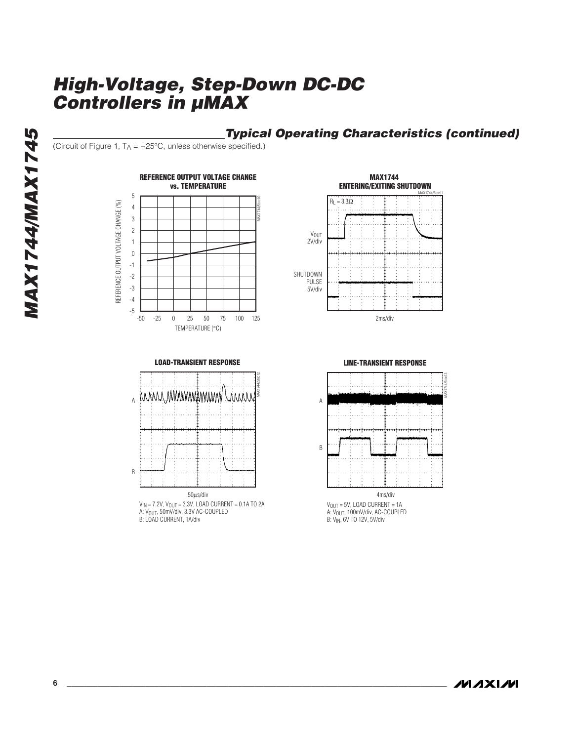## Typical Operating Characteristics (continued)

(Circuit of Figure 1, $T_A$ = +25°C, unless otherwise specified.)

**REFERENCE OUTPUT VOLTAGE CHANGE vs. TEMPERATURE**

**MAX1744 ENTERING/EXITING SHUTDOWN**

$R_L$ = 3.3Ω

$V_{OUT}$ 2V/div

SHUTDOWN PULSE 5V/div

2ms/div

**LOAD-TRANSIENT RESPONSE**

50µs/div

$V_{IN}$ = 7.2V, $V_{OUT}$ = 3.3V, LOAD CURRENT = 0.1A TO 2A
A: $V_{OUT}$, 50mV/div, 3.3V AC-COUPLED
B: LOAD CURRENT, 1A/div

**LINE-TRANSIENT RESPONSE**

4ms/div

$V_{OUT}$ = 5V, LOAD CURRENT = 1A
A: $V_{OUT}$, 100mV/div, AC-COUPLED
B: $V_{IN}$, 6V TO 12V, 5V/div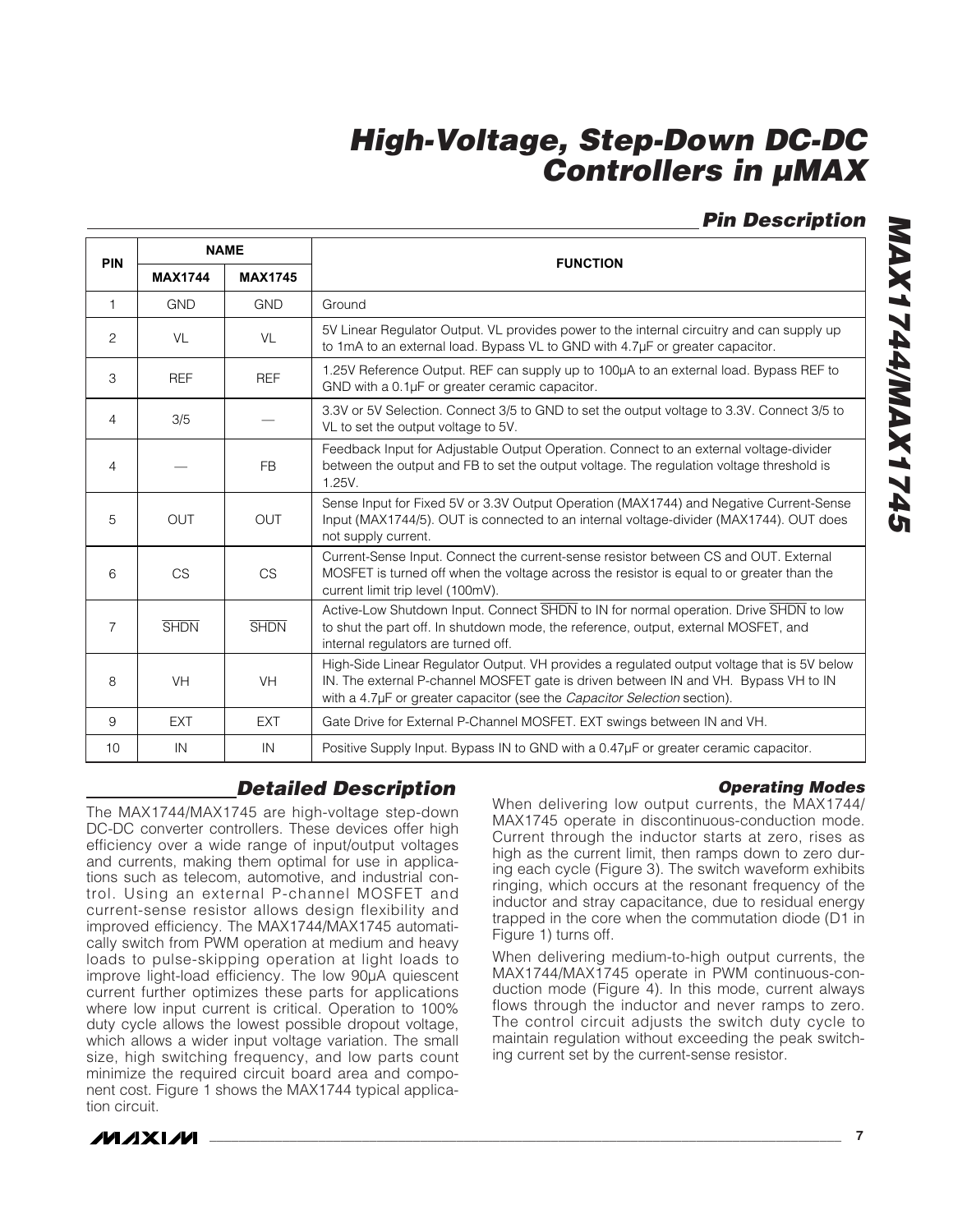## Pin Description

| PIN | NAME | | FUNCTION |
|---|---|---|---|
| | MAX1744 | MAX1745 | |
| 1 | GND | GND | Ground |
| 2 | VL | VL | 5V Linear Regulator Output. VL provides power to the internal circuitry and can supply up to 1mA to an external load. Bypass VL to GND with 4.7µF or greater capacitor. |
| 3 | REF | REF | 1.25V Reference Output. REF can supply up to 100µA to an external load. Bypass REF to GND with a 0.1µF or greater ceramic capacitor. |
| 4 | 3/5 | — | 3.3V or 5V Selection. Connect 3/5 to GND to set the output voltage to 3.3V. Connect 3/5 to VL to set the output voltage to 5V. |
| 4 | — | FB | Feedback Input for Adjustable Output Operation. Connect to an external voltage-divider between the output and FB to set the output voltage. The regulation voltage threshold is 1.25V. |
| 5 | OUT | OUT | Sense Input for Fixed 5V or 3.3V Output Operation (MAX1744) and Negative Current-Sense Input (MAX1744/5). OUT is connected to an internal voltage-divider (MAX1744). OUT does not supply current. |
| 6 | CS | CS | Current-Sense Input. Connect the current-sense resistor between CS and OUT. External MOSFET is turned off when the voltage across the resistor is equal to or greater than the current limit trip level (100mV). |
| 7 | $\overline{SHDN}$ | $\overline{SHDN}$ | Active-Low Shutdown Input. Connect $\overline{SHDN}$ to IN for normal operation. Drive $\overline{SHDN}$ to low to shut the part off. In shutdown mode, the reference, output, external MOSFET, and internal regulators are turned off. |
| 8 | VH | VH | High-Side Linear Regulator Output. VH provides a regulated output voltage that is 5V below IN. The external P-channel MOSFET gate is driven between IN and VH. Bypass VH to IN with a 4.7µF or greater capacitor (see the *Capacitor Selection* section). |
| 9 | EXT | EXT | Gate Drive for External P-Channel MOSFET. EXT swings between IN and VH. |
| 10 | IN | IN | Positive Supply Input. Bypass IN to GND with a 0.47µF or greater ceramic capacitor. |

## Detailed Description

The MAX1744/MAX1745 are high-voltage step-down DC-DC converter controllers. These devices offer high efficiency over a wide range of input/output voltages and currents, making them optimal for use in applications such as telecom, automotive, and industrial control. Using an external P-channel MOSFET and current-sense resistor allows design flexibility and improved efficiency. The MAX1744/MAX1745 automatically switch from PWM operation at medium and heavy loads to pulse-skipping operation at light loads to improve light-load efficiency. The low 90µA quiescent current further optimizes these parts for applications where low input current is critical. Operation to 100% duty cycle allows the lowest possible dropout voltage, which allows a wider input voltage variation. The small size, high switching frequency, and low parts count minimize the required circuit board area and component cost. Figure 1 shows the MAX1744 typical application circuit.

### Operating Modes

When delivering low output currents, the MAX1744/MAX1745 operate in discontinuous-conduction mode. Current through the inductor starts at zero, rises as high as the current limit, then ramps down to zero during each cycle (Figure 3). The switch waveform exhibits ringing, which occurs at the resonant frequency of the inductor and stray capacitance, due to residual energy trapped in the core when the commutation diode (D1 in Figure 1) turns off.

When delivering medium-to-high output currents, the MAX1744/MAX1745 operate in PWM continuous-conduction mode (Figure 4). In this mode, current always flows through the inductor and never ramps to zero. The control circuit adjusts the switch duty cycle to maintain regulation without exceeding the peak switching current set by the current-sense resistor.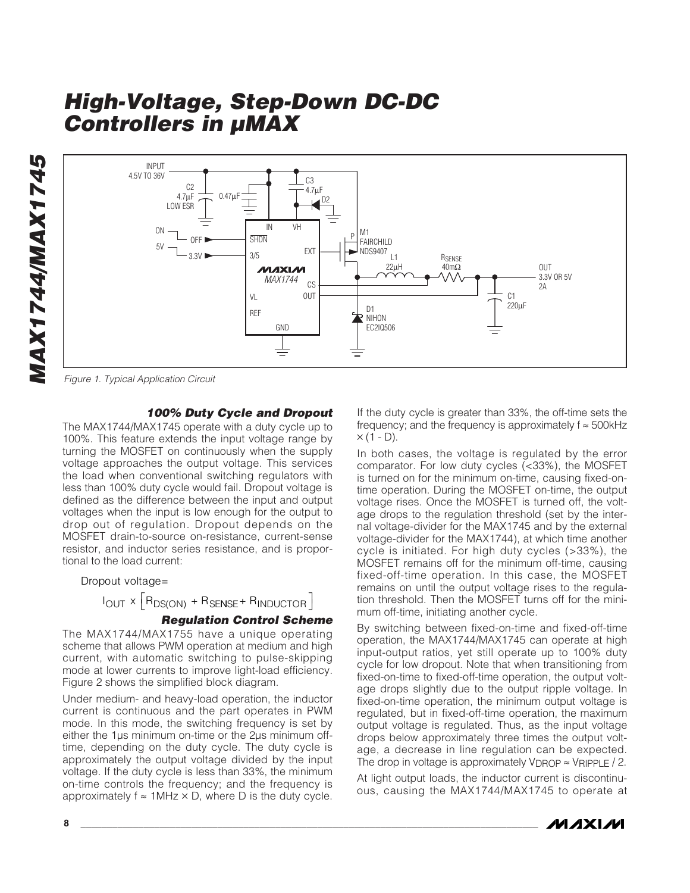Figure 1. Typical Application Circuit

### 100% Duty Cycle and Dropout

The MAX1744/MAX1745 operate with a duty cycle up to 100%. This feature extends the input voltage range by turning the MOSFET on continuously when the supply voltage approaches the output voltage. This services the load when conventional switching regulators with less than 100% duty cycle would fail. Dropout voltage is defined as the difference between the input and output voltages when the input is low enough for the output to drop out of regulation. Dropout depends on the MOSFET drain-to-source on-resistance, current-sense resistor, and inductor series resistance, and is proportional to the load current:

Dropout voltage=

$$I_{OUT} \times \left[R_{DS(ON)} + R_{SENSE} + R_{INDUCTOR}\right]$$

### Regulation Control Scheme

The MAX1744/MAX1755 have a unique operating scheme that allows PWM operation at medium and high current, with automatic switching to pulse-skipping mode at lower currents to improve light-load efficiency. Figure 2 shows the simplified block diagram.

Under medium- and heavy-load operation, the inductor current is continuous and the part operates in PWM mode. In this mode, the switching frequency is set by either the 1µs minimum on-time or the 2µs minimum off-time, depending on the duty cycle. The duty cycle is approximately the output voltage divided by the input voltage. If the duty cycle is less than 33%, the minimum on-time controls the frequency; and the frequency is approximately $f \approx 1MHz \times D$, where D is the duty cycle. If the duty cycle is greater than 33%, the off-time sets the frequency; and the frequency is approximately $f \approx 500kHz \times (1 - D)$.

In both cases, the voltage is regulated by the error comparator. For low duty cycles (<33%), the MOSFET is turned on for the minimum on-time, causing fixed-on-time operation. During the MOSFET on-time, the output voltage rises. Once the MOSFET is turned off, the voltage drops to the regulation threshold (set by the internal voltage-divider for the MAX1745 and by the external voltage-divider for the MAX1744), at which time another cycle is initiated. For high duty cycles (>33%), the MOSFET remains off for the minimum off-time, causing fixed-off-time operation. In this case, the MOSFET remains on until the output voltage rises to the regulation threshold. Then the MOSFET turns off for the minimum off-time, initiating another cycle.

By switching between fixed-on-time and fixed-off-time operation, the MAX1744/MAX1745 can operate at high input-output ratios, yet still operate up to 100% duty cycle for low dropout. Note that when transitioning from fixed-on-time to fixed-off-time operation, the output voltage drops slightly due to the output ripple voltage. In fixed-on-time operation, the minimum output voltage is regulated, but in fixed-off-time operation, the maximum output voltage is regulated. Thus, as the input voltage drops below approximately three times the output voltage, a decrease in line regulation can be expected. The drop in voltage is approximately $V_{DROP} \approx V_{RIPPLE} / 2$.

At light output loads, the inductor current is discontinuous, causing the MAX1744/MAX1745 to operate at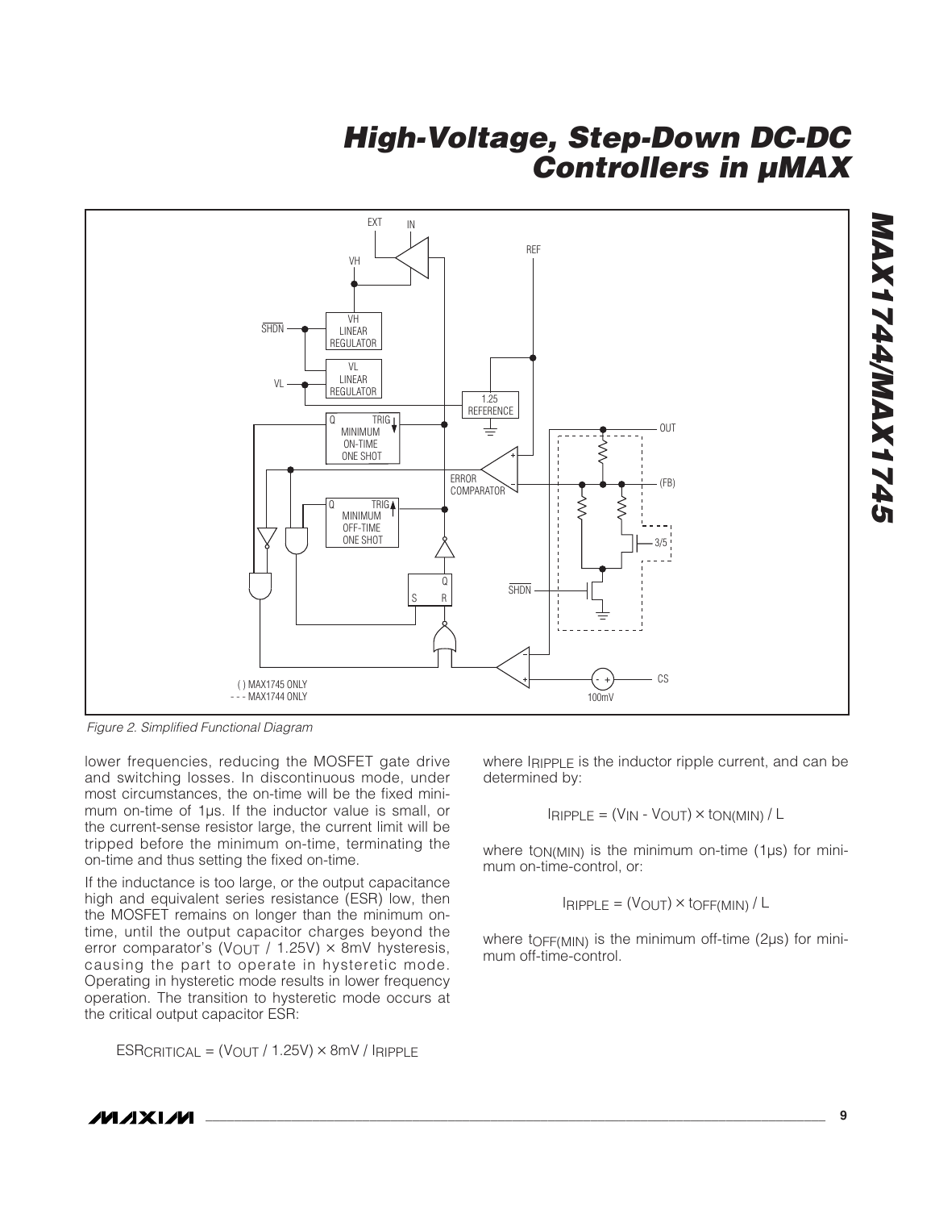Figure 2. Simplified Functional Diagram

lower frequencies, reducing the MOSFET gate drive and switching losses. In discontinuous mode, under most circumstances, the on-time will be the fixed minimum on-time of 1µs. If the inductor value is small, or the current-sense resistor large, the current limit will be tripped before the minimum on-time, terminating the on-time and thus setting the fixed on-time.

If the inductance is too large, or the output capacitance high and equivalent series resistance (ESR) low, then the MOSFET remains on longer than the minimum on-time, until the output capacitor charges beyond the error comparator's ($V_{OUT}$ / 1.25V) × 8mV hysteresis, causing the part to operate in hysteretic mode. Operating in hysteretic mode results in lower frequency operation. The transition to hysteretic mode occurs at the critical output capacitor ESR:

$$ESR_{CRITICAL} = (V_{OUT} / 1.25V) \times 8mV / I_{RIPPLE}$$

where $I_{RIPPLE}$ is the inductor ripple current, and can be determined by:

$$I_{RIPPLE} = (V_{IN} - V_{OUT}) \times t_{ON(MIN)} / L$$

where $t_{ON(MIN)}$ is the minimum on-time (1µs) for minimum on-time-control, or:

$$I_{RIPPLE} = (V_{OUT}) \times t_{OFF(MIN)} / L$$

where $t_{OFF(MIN)}$ is the minimum off-time (2µs) for minimum off-time-control.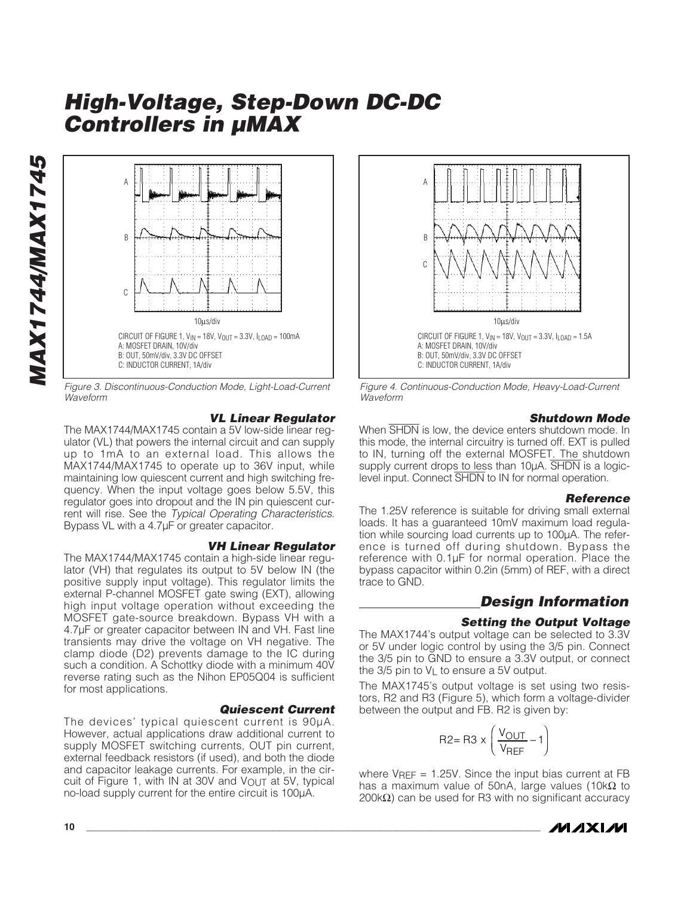CIRCUIT OF FIGURE 1, $V_{IN}$ = 18V, $V_{OUT}$ = 3.3V, $I_{LOAD}$ = 100mA
A: MOSFET DRAIN, 10V/div
B: OUT, 50mV/div, 3.3V DC OFFSET
C: INDUCTOR CURRENT, 1A/div

*Figure 3. Discontinuous-Conduction Mode, Light-Load-Current Waveform*

CIRCUIT OF FIGURE 1, $V_{IN}$ = 18V, $V_{OUT}$ = 3.3V, $I_{LOAD}$ = 1.5A
A: MOSFET DRAIN, 10V/div
B: OUT, 50mV/div, 3.3V DC OFFSET
C: INDUCTOR CURRENT, 1A/div

*Figure 4. Continuous-Conduction Mode, Heavy-Load-Current Waveform*

### VL Linear Regulator

The MAX1744/MAX1745 contain a 5V low-side linear regulator (VL) that powers the internal circuit and can supply up to 1mA to an external load. This allows the MAX1744/MAX1745 to operate up to 36V input, while maintaining low quiescent current and high switching frequency. When the input voltage goes below 5.5V, this regulator goes into dropout and the IN pin quiescent current will rise. See the *Typical Operating Characteristics*. Bypass VL with a 4.7µF or greater capacitor.

### VH Linear Regulator

The MAX1744/MAX1745 contain a high-side linear regulator (VH) that regulates its output to 5V below IN (the positive supply input voltage). This regulator limits the external P-channel MOSFET gate swing (EXT), allowing high input voltage operation without exceeding the MOSFET gate-source breakdown. Bypass VH with a 4.7µF or greater capacitor between IN and VH. Fast line transients may drive the voltage on VH negative. The clamp diode (D2) prevents damage to the IC during such a condition. A Schottky diode with a minimum 40V reverse rating such as the Nihon EP05Q04 is sufficient for most applications.

### Quiescent Current

The devices' typical quiescent current is 90µA. However, actual applications draw additional current to supply MOSFET switching currents, OUT pin current, external feedback resistors (if used), and both the diode and capacitor leakage currents. For example, in the circuit of Figure 1, with IN at 30V and $V_{OUT}$ at 5V, typical no-load supply current for the entire circuit is 100µA.

### Shutdown Mode

When $\overline{SHDN}$ is low, the device enters shutdown mode. In this mode, the internal circuitry is turned off. EXT is pulled to IN, turning off the external MOSFET. The shutdown supply current drops to less than 10µA. $\overline{SHDN}$ is a logic-level input. Connect $\overline{SHDN}$ to IN for normal operation.

### Reference

The 1.25V reference is suitable for driving small external loads. It has a guaranteed 10mV maximum load regulation while sourcing load currents up to 100µA. The reference is turned off during shutdown. Bypass the reference with 0.1µF for normal operation. Place the bypass capacitor within 0.2in (5mm) of REF, with a direct trace to GND.

## Design Information

### Setting the Output Voltage

The MAX1744's output voltage can be selected to 3.3V or 5V under logic control by using the 3/5 pin. Connect the 3/5 pin to GND to ensure a 3.3V output, or connect the 3/5 pin to $V_L$ to ensure a 5V output.

The MAX1745's output voltage is set using two resistors, R2 and R3 (Figure 5), which form a voltage-divider between the output and FB. R2 is given by:

$$R2 = R3 \times \left( \frac{V_{OUT}}{V_{REF}} - 1 \right)$$

where $V_{REF}$ = 1.25V. Since the input bias current at FB has a maximum value of 50nA, large values (10kΩ to 200kΩ) can be used for R3 with no significant accuracy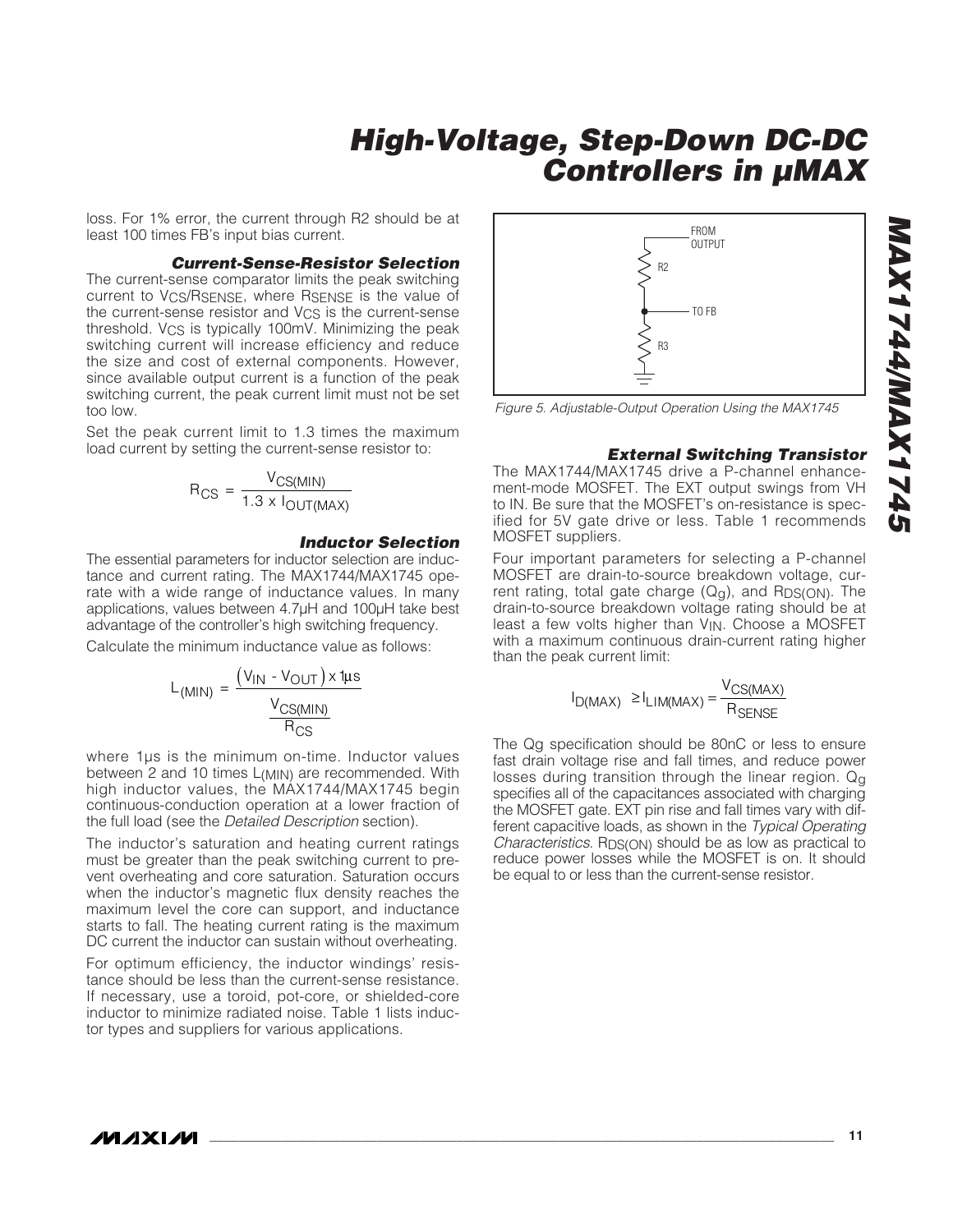loss. For 1% error, the current through R2 should be at least 100 times FB's input bias current.

### Current-Sense-Resistor Selection

The current-sense comparator limits the peak switching current to $V_{CS}/R_{SENSE}$, where $R_{SENSE}$ is the value of the current-sense resistor and $V_{CS}$ is the current-sense threshold. $V_{CS}$ is typically 100mV. Minimizing the peak switching current will increase efficiency and reduce the size and cost of external components. However, since available output current is a function of the peak switching current, the peak current limit must not be set too low.

Set the peak current limit to 1.3 times the maximum load current by setting the current-sense resistor to:

$$R_{CS} = \frac{V_{CS(MIN)}}{1.3 \times I_{OUT(MAX)}}$$

### Inductor Selection

The essential parameters for inductor selection are inductance and current rating. The MAX1744/MAX1745 operate with a wide range of inductance values. In many applications, values between 4.7µH and 100µH take best advantage of the controller's high switching frequency.

Calculate the minimum inductance value as follows:

$$L_{(MIN)} = \frac{(V_{IN} - V_{OUT}) \times 1\mu s}{\dfrac{V_{CS(MIN)}}{R_{CS}}}$$

where 1µs is the minimum on-time. Inductor values between 2 and 10 times $L_{(MIN)}$ are recommended. With high inductor values, the MAX1744/MAX1745 begin continuous-conduction operation at a lower fraction of the full load (see the *Detailed Description* section).

The inductor's saturation and heating current ratings must be greater than the peak switching current to prevent overheating and core saturation. Saturation occurs when the inductor's magnetic flux density reaches the maximum level the core can support, and inductance starts to fall. The heating current rating is the maximum DC current the inductor can sustain without overheating.

For optimum efficiency, the inductor windings' resistance should be less than the current-sense resistance. If necessary, use a toroid, pot-core, or shielded-core inductor to minimize radiated noise. Table 1 lists inductor types and suppliers for various applications.

*Figure 5. Adjustable-Output Operation Using the MAX1745*

### External Switching Transistor

The MAX1744/MAX1745 drive a P-channel enhancement-mode MOSFET. The EXT output swings from VH to IN. Be sure that the MOSFET's on-resistance is specified for 5V gate drive or less. Table 1 recommends MOSFET suppliers.

Four important parameters for selecting a P-channel MOSFET are drain-to-source breakdown voltage, current rating, total gate charge ($Q_g$), and $R_{DS(ON)}$. The drain-to-source breakdown voltage rating should be at least a few volts higher than $V_{IN}$. Choose a MOSFET with a maximum continuous drain-current rating higher than the peak current limit:

$$I_{D(MAX)} \geq I_{LIM(MAX)} = \frac{V_{CS(MAX)}}{R_{SENSE}}$$

The Qg specification should be 80nC or less to ensure fast drain voltage rise and fall times, and reduce power losses during transition through the linear region. $Q_g$ specifies all of the capacitances associated with charging the MOSFET gate. EXT pin rise and fall times vary with different capacitive loads, as shown in the *Typical Operating Characteristics*. $R_{DS(ON)}$ should be as low as practical to reduce power losses while the MOSFET is on. It should be equal to or less than the current-sense resistor.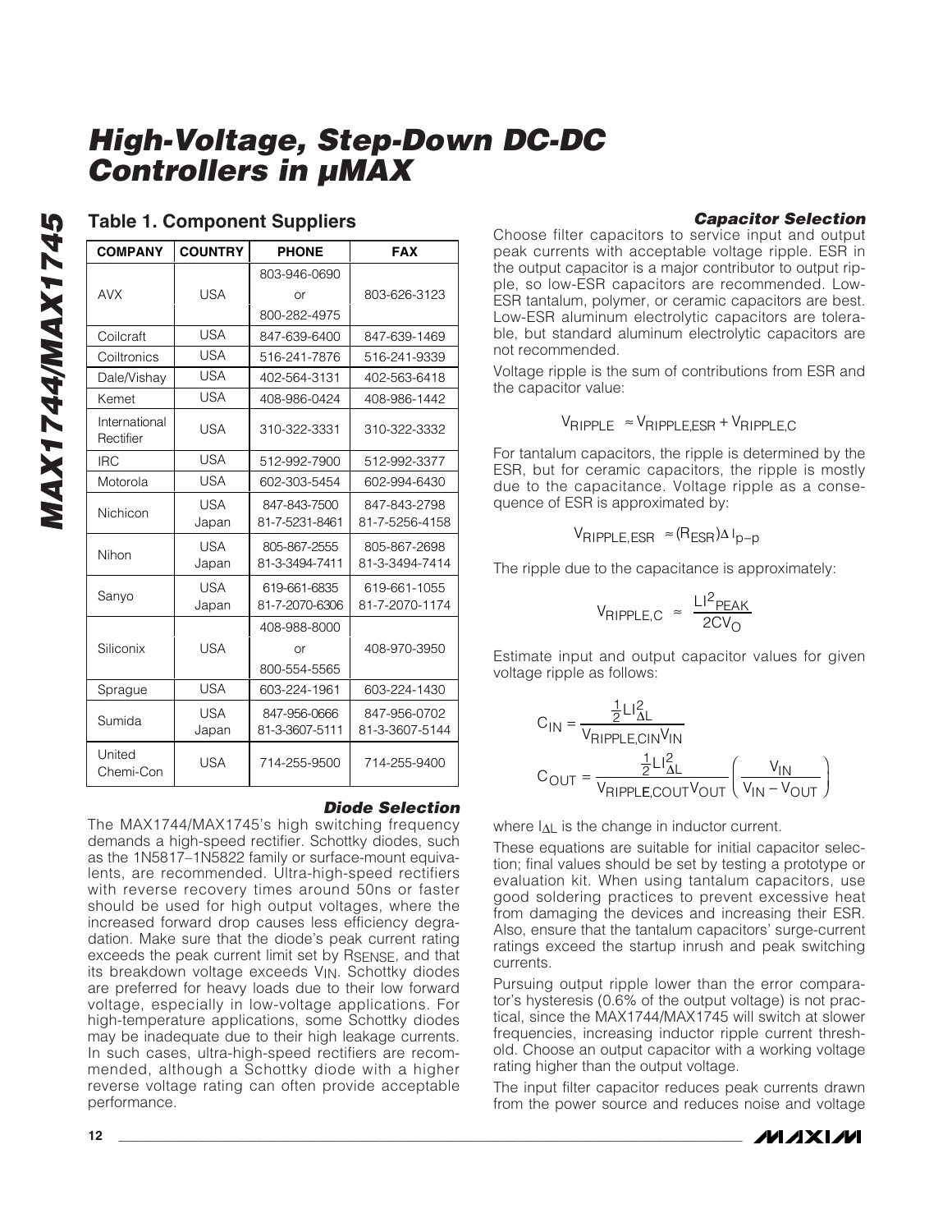### Table 1. Component Suppliers

| COMPANY | COUNTRY | PHONE | FAX |
|---|---|---|---|
| AVX | USA | 803-946-0690 or 800-282-4975 | 803-626-3123 |
| Coilcraft | USA | 847-639-6400 | 847-639-1469 |
| Coiltronics | USA | 516-241-7876 | 516-241-9339 |
| Dale/Vishay | USA | 402-564-3131 | 402-563-6418 |
| Kemet | USA | 408-986-0424 | 408-986-1442 |
| International Rectifier | USA | 310-322-3331 | 310-322-3332 |
| IRC | USA | 512-992-7900 | 512-992-3377 |
| Motorola | USA | 602-303-5454 | 602-994-6430 |
| Nichicon | USA<br>Japan | 847-843-7500<br>81-7-5231-8461 | 847-843-2798<br>81-7-5256-4158 |
| Nihon | USA<br>Japan | 805-867-2555<br>81-3-3494-7411 | 805-867-2698<br>81-3-3494-7414 |
| Sanyo | USA<br>Japan | 619-661-6835<br>81-7-2070-6306 | 619-661-1055<br>81-7-2070-1174 |
| Siliconix | USA | 408-988-8000 or 800-554-5565 | 408-970-3950 |
| Sprague | USA | 603-224-1961 | 603-224-1430 |
| Sumida | USA<br>Japan | 847-956-0666<br>81-3-3607-5111 | 847-956-0702<br>81-3-3607-5144 |
| United Chemi-Con | USA | 714-255-9500 | 714-255-9400 |

#### *Diode Selection*

The MAX1744/MAX1745's high switching frequency demands a high-speed rectifier. Schottky diodes, such as the 1N5817–1N5822 family or surface-mount equivalents, are recommended. Ultra-high-speed rectifiers with reverse recovery times around 50ns or faster should be used for high output voltages, where the increased forward drop causes less efficiency degradation. Make sure that the diode's peak current rating exceeds the peak current limit set by $R_{SENSE}$, and that its breakdown voltage exceeds $V_{IN}$. Schottky diodes are preferred for heavy loads due to their low forward voltage, especially in low-voltage applications. For high-temperature applications, some Schottky diodes may be inadequate due to their high leakage currents. In such cases, ultra-high-speed rectifiers are recommended, although a Schottky diode with a higher reverse voltage rating can often provide acceptable performance.

#### *Capacitor Selection*

Choose filter capacitors to service input and output peak currents with acceptable voltage ripple. ESR in the output capacitor is a major contributor to output ripple, so low-ESR capacitors are recommended. Low-ESR tantalum, polymer, or ceramic capacitors are best. Low-ESR aluminum electrolytic capacitors are tolerable, but standard aluminum electrolytic capacitors are not recommended.

Voltage ripple is the sum of contributions from ESR and the capacitor value:

$$V_{RIPPLE} \approx V_{RIPPLE,ESR} + V_{RIPPLE,C}$$

For tantalum capacitors, the ripple is determined by the ESR, but for ceramic capacitors, the ripple is mostly due to the capacitance. Voltage ripple as a consequence of ESR is approximated by:

$$V_{RIPPLE,ESR} \approx (R_{ESR}) \Delta I_{p-p}$$

The ripple due to the capacitance is approximately:

$$V_{RIPPLE,C} \approx \frac{LI^2_{PEAK}}{2CV_O}$$

Estimate input and output capacitor values for given voltage ripple as follows:

$$C_{IN} = \frac{\frac{1}{2}LI^2_{\Delta L}}{V_{RIPPLE,CIN}V_{IN}}$$

$$C_{OUT} = \frac{\frac{1}{2}LI^2_{\Delta L}}{V_{RIPPLE,COUT}V_{OUT}}\left(\frac{V_{IN}}{V_{IN} - V_{OUT}}\right)$$

where $I_{\Delta L}$ is the change in inductor current.

These equations are suitable for initial capacitor selection; final values should be set by testing a prototype or evaluation kit. When using tantalum capacitors, use good soldering practices to prevent excessive heat from damaging the devices and increasing their ESR. Also, ensure that the tantalum capacitors' surge-current ratings exceed the startup inrush and peak switching currents.

Pursuing output ripple lower than the error comparator's hysteresis (0.6% of the output voltage) is not practical, since the MAX1744/MAX1745 will switch at slower frequencies, increasing inductor ripple current threshold. Choose an output capacitor with a working voltage rating higher than the output voltage.

The input filter capacitor reduces peak currents drawn from the power source and reduces noise and voltage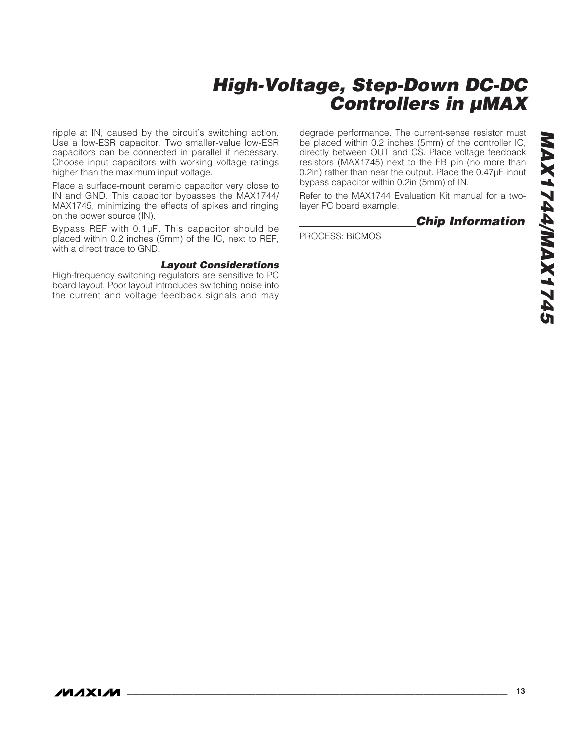ripple at IN, caused by the circuit's switching action. Use a low-ESR capacitor. Two smaller-value low-ESR capacitors can be connected in parallel if necessary. Choose input capacitors with working voltage ratings higher than the maximum input voltage.

Place a surface-mount ceramic capacitor very close to IN and GND. This capacitor bypasses the MAX1744/MAX1745, minimizing the effects of spikes and ringing on the power source (IN).

Bypass REF with 0.1µF. This capacitor should be placed within 0.2 inches (5mm) of the IC, next to REF, with a direct trace to GND.

### Layout Considerations

High-frequency switching regulators are sensitive to PC board layout. Poor layout introduces switching noise into the current and voltage feedback signals and may degrade performance. The current-sense resistor must be placed within 0.2 inches (5mm) of the controller IC, directly between OUT and CS. Place voltage feedback resistors (MAX1745) next to the FB pin (no more than 0.2in) rather than near the output. Place the 0.47µF input bypass capacitor within 0.2in (5mm) of IN.

Refer to the MAX1744 Evaluation Kit manual for a two-layer PC board example.

## Chip Information

PROCESS: BiCMOS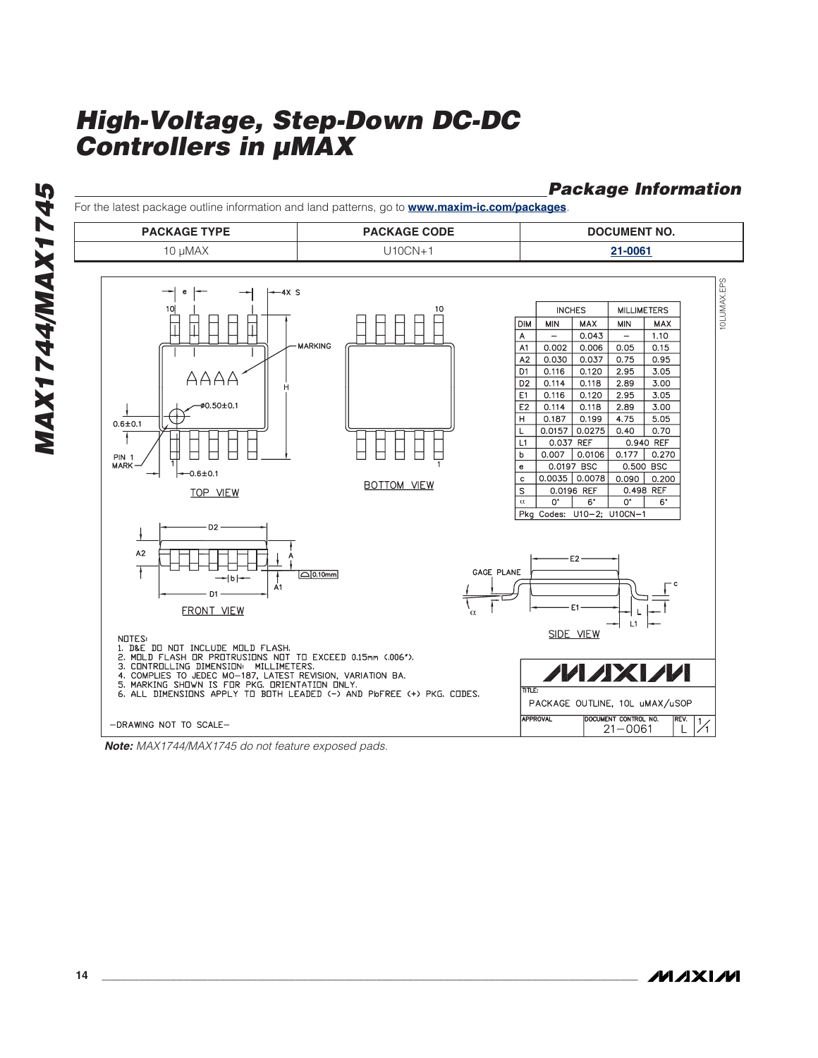## Package Information

For the latest package outline information and land patterns, go to **www.maxim-ic.com/packages**.

| PACKAGE TYPE | PACKAGE CODE | DOCUMENT NO. |
|---|---|---|
| 10 µMAX | U10CN+1 | 21-0061 |

| DIM | INCHES MIN | INCHES MAX | MILLIMETERS MIN | MILLIMETERS MAX |
|---|---|---|---|---|
| A | – | 0.043 | – | 1.10 |
| A1 | 0.002 | 0.006 | 0.05 | 0.15 |
| A2 | 0.030 | 0.037 | 0.75 | 0.95 |
| D1 | 0.116 | 0.120 | 2.95 | 3.05 |
| D2 | 0.114 | 0.118 | 2.89 | 3.00 |
| E1 | 0.116 | 0.120 | 2.95 | 3.05 |
| E2 | 0.114 | 0.118 | 2.89 | 3.00 |
| H | 0.187 | 0.199 | 4.75 | 5.05 |
| L | 0.0157 | 0.0275 | 0.40 | 0.70 |
| L1 | 0.037 REF | | 0.940 REF | |
| b | 0.007 | 0.0106 | 0.177 | 0.270 |
| e | 0.0197 BSC | | 0.500 BSC | |
| c | 0.0035 | 0.0078 | 0.090 | 0.200 |
| S | 0.0196 REF | | 0.498 REF | |
| α | 0° | 6° | 0° | 6° |

Pkg Codes: U10-2; U10CN-1

TOP VIEW — BOTTOM VIEW — FRONT VIEW — SIDE VIEW

NOTES:
1. D&E DO NOT INCLUDE MOLD FLASH.
2. MOLD FLASH OR PROTRUSIONS NOT TO EXCEED 0.15mm (.006").
3. CONTROLLING DIMENSION: MILLIMETERS.
4. COMPLIES TO JEDEC MO-187, LATEST REVISION, VARIATION BA.
5. MARKING SHOWN IS FOR PKG. ORIENTATION ONLY.
6. ALL DIMENSIONS APPLY TO BOTH LEADED (-) AND PbFREE (+) PKG. CODES.

-DRAWING NOT TO SCALE-

TITLE: PACKAGE OUTLINE, 10L uMAX/uSOP — DOCUMENT CONTROL NO. 21-0061 — REV. L — 1/1

**Note:** *MAX1744/MAX1745 do not feature exposed pads.*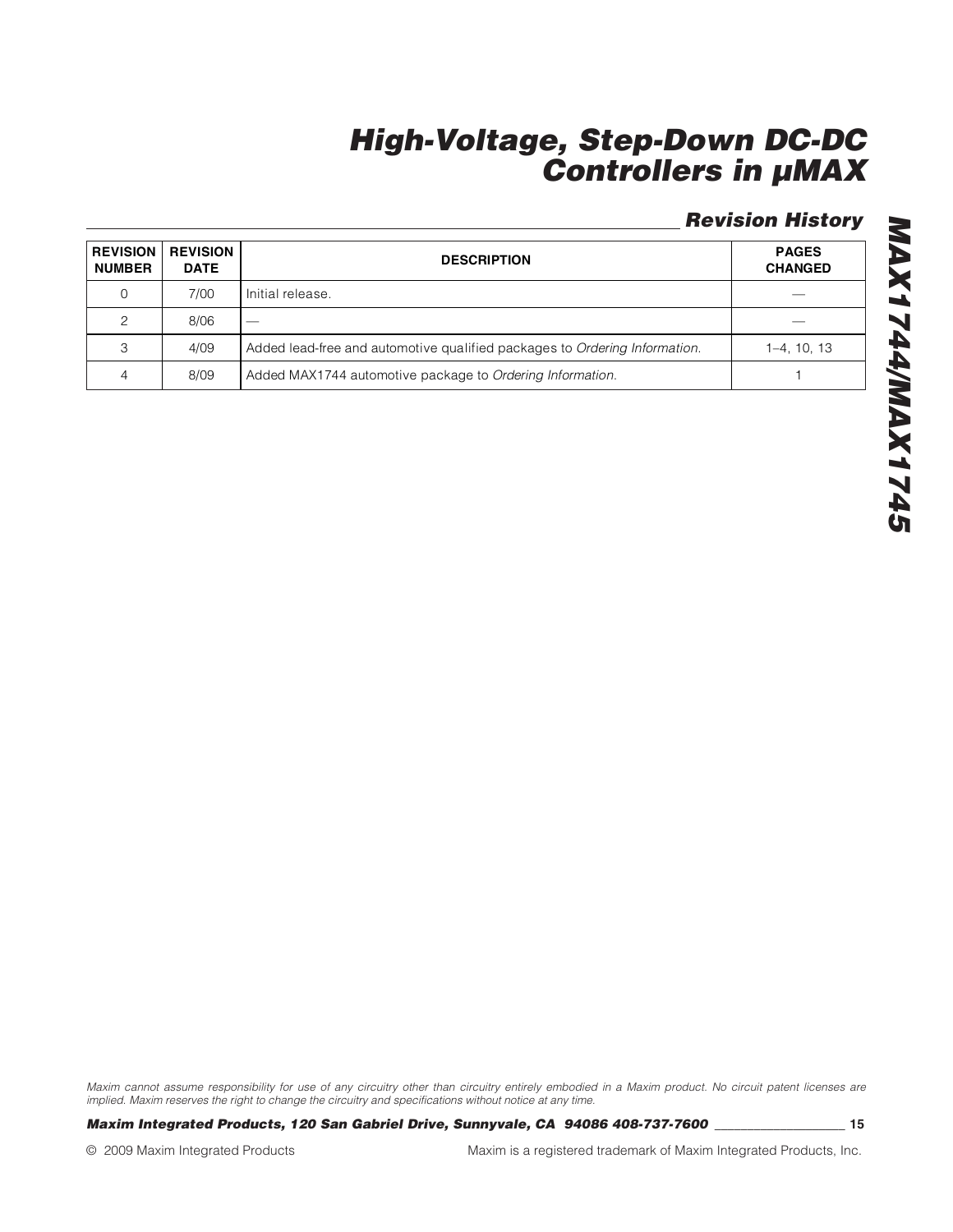## Revision History

| REVISION NUMBER | REVISION DATE | DESCRIPTION | PAGES CHANGED |
|---|---|---|---|
| 0 | 7/00 | Initial release. | — |
| 2 | 8/06 | — | — |
| 3 | 4/09 | Added lead-free and automotive qualified packages to *Ordering Information*. | 1–4, 10, 13 |
| 4 | 8/09 | Added MAX1744 automotive package to *Ordering Information*. | 1 |

*Maxim cannot assume responsibility for use of any circuitry other than circuitry entirely embodied in a Maxim product. No circuit patent licenses are implied. Maxim reserves the right to change the circuitry and specifications without notice at any time.*

***Maxim Integrated Products, 120 San Gabriel Drive, Sunnyvale, CA 94086 408-737-7600***

© 2009 Maxim Integrated Products

Maxim is a registered trademark of Maxim Integrated Products, Inc.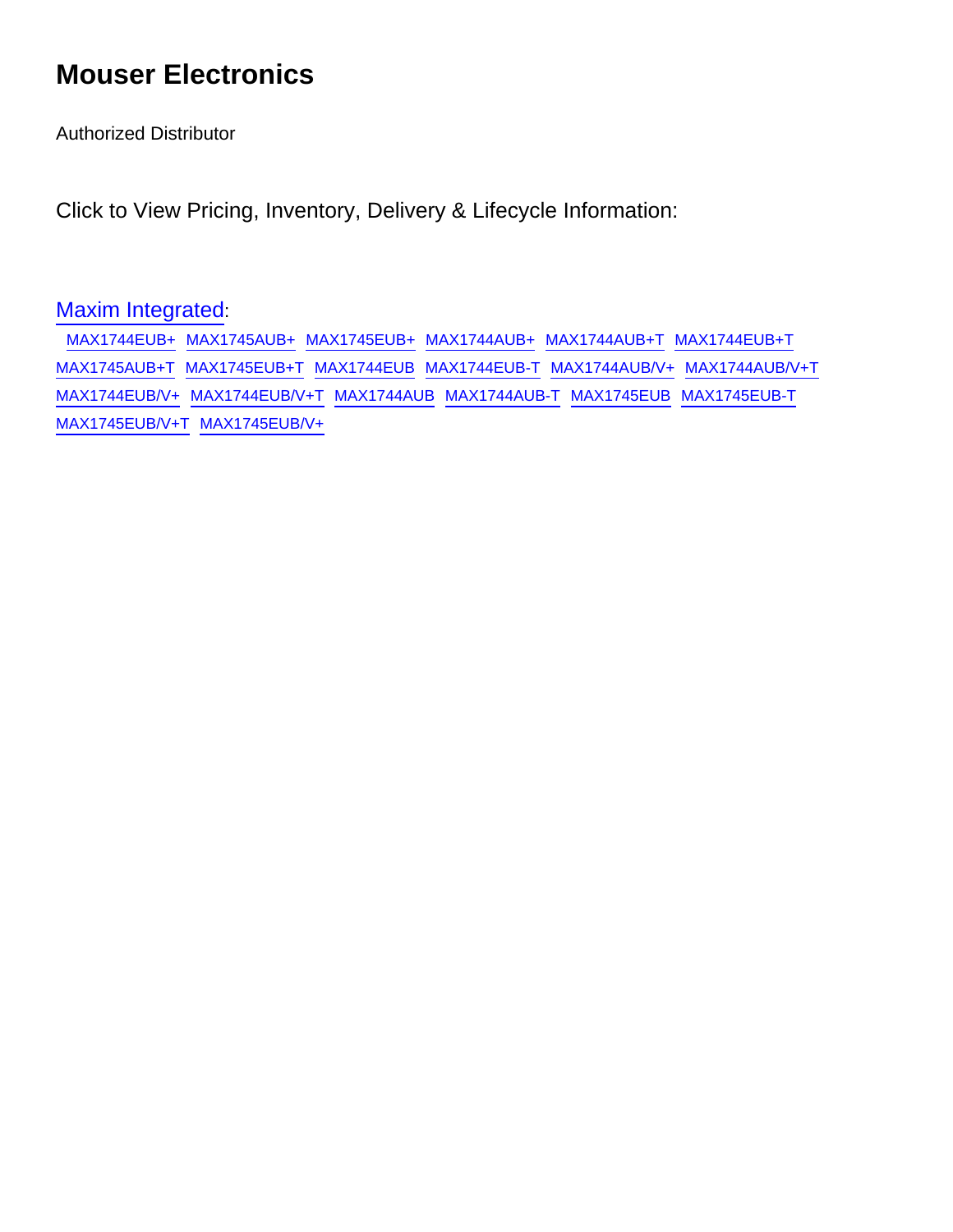# Mouser Electronics

Authorized Distributor

Click to View Pricing, Inventory, Delivery & Lifecycle Information:

Maxim Integrated:

MAX1744EUB+ MAX1745AUB+ MAX1745EUB+ MAX1744AUB+ MAX1744AUB+T MAX1744EUB+T MAX1745AUB+T MAX1745EUB+T MAX1744EUB MAX1744EUB-T MAX1744AUB/V+ MAX1744AUB/V+T MAX1744EUB/V+ MAX1744EUB/V+T MAX1744AUB MAX1744AUB-T MAX1745EUB MAX1745EUB-T MAX1745EUB/V+T MAX1745EUB/V+